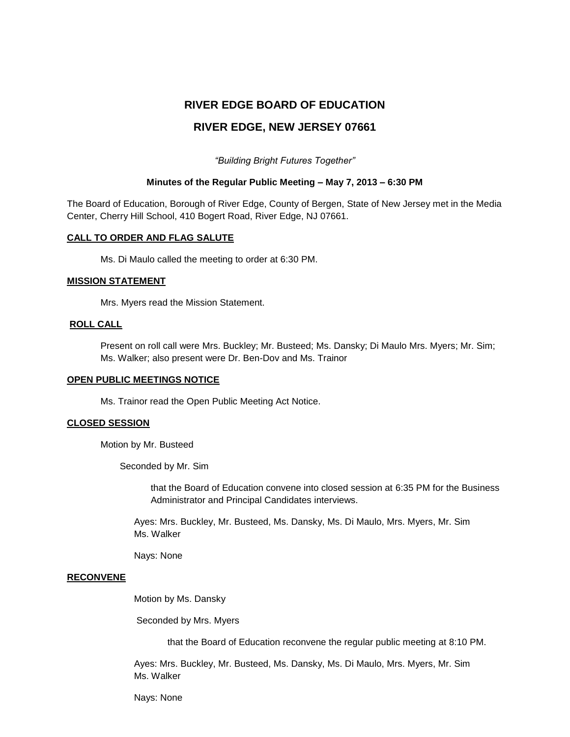# RIVER EDGE BOARD OF EDUCATION

## RIVER EDGE, NEW JERSEY 07661

*"Building Bright Futures Together"*

**Minutes of the Regular Public Meeting – May 7, 2013 – 6:30 PM**

The Board of Education, Borough of River Edge, County of Bergen, State of New Jersey met in the Media Center, Cherry Hill School, 410 Bogert Road, River Edge, NJ 07661.

**CALL TO ORDER AND FLAG SALUTE**

Ms. Di Maulo called the meeting to order at 6:30 PM.

**MISSION STATEMENT**

Mrs. Myers read the Mission Statement.

**ROLL CALL**

Present on roll call were Mrs. Buckley; Mr. Busteed; Ms. Dansky; Di Maulo Mrs. Myers; Mr. Sim; Ms. Walker; also present were Dr. Ben-Dov and Ms. Trainor

**OPEN PUBLIC MEETINGS NOTICE**

Ms. Trainor read the Open Public Meeting Act Notice.

**CLOSED SESSION**

Motion by Mr. Busteed

Seconded by Mr. Sim

that the Board of Education convene into closed session at 6:35 PM for the Business Administrator and Principal Candidates interviews.

Ayes: Mrs. Buckley, Mr. Busteed, Ms. Dansky, Ms. Di Maulo, Mrs. Myers, Mr. Sim Ms. Walker

Nays: None

**RECONVENE**

Motion by Ms. Dansky

Seconded by Mrs. Myers

that the Board of Education reconvene the regular public meeting at 8:10 PM.

Ayes: Mrs. Buckley, Mr. Busteed, Ms. Dansky, Ms. Di Maulo, Mrs. Myers, Mr. Sim Ms. Walker

Nays: None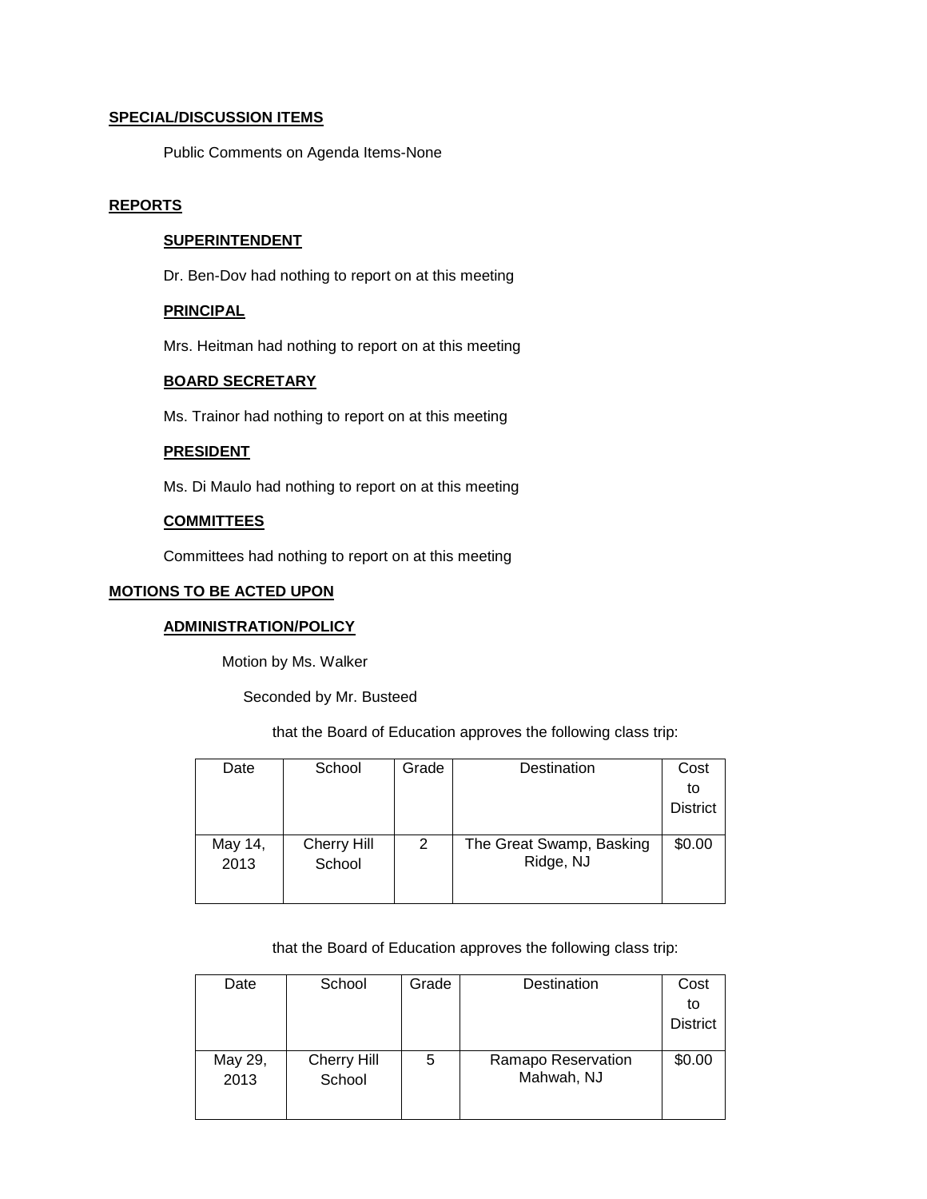**SPECIAL/DISCUSSION ITEMS**

Public Comments on Agenda Items-None

**REPORTS**

**SUPERINTENDENT**

Dr. Ben-Dov had nothing to report on at this meeting

**PRINCIPAL**

Mrs. Heitman had nothing to report on at this meeting

**BOARD SECRETARY**

Ms. Trainor had nothing to report on at this meeting

**PRESIDENT**

Ms. Di Maulo had nothing to report on at this meeting

**COMMITTEES**

Committees had nothing to report on at this meeting

**MOTIONS TO BE ACTED UPON**

**ADMINISTRATION/POLICY**

Motion by Ms. Walker

Seconded by Mr. Busteed

that the Board of Education approves the following class trip:

| Date | School | Grade | Destination | Cost to District |
|---|---|---|---|---|
| May 14, 2013 | Cherry Hill School | 2 | The Great Swamp, Basking Ridge, NJ | $0.00 |

that the Board of Education approves the following class trip:

| Date | School | Grade | Destination | Cost to District |
|---|---|---|---|---|
| May 29, 2013 | Cherry Hill School | 5 | Ramapo Reservation Mahwah, NJ | $0.00 |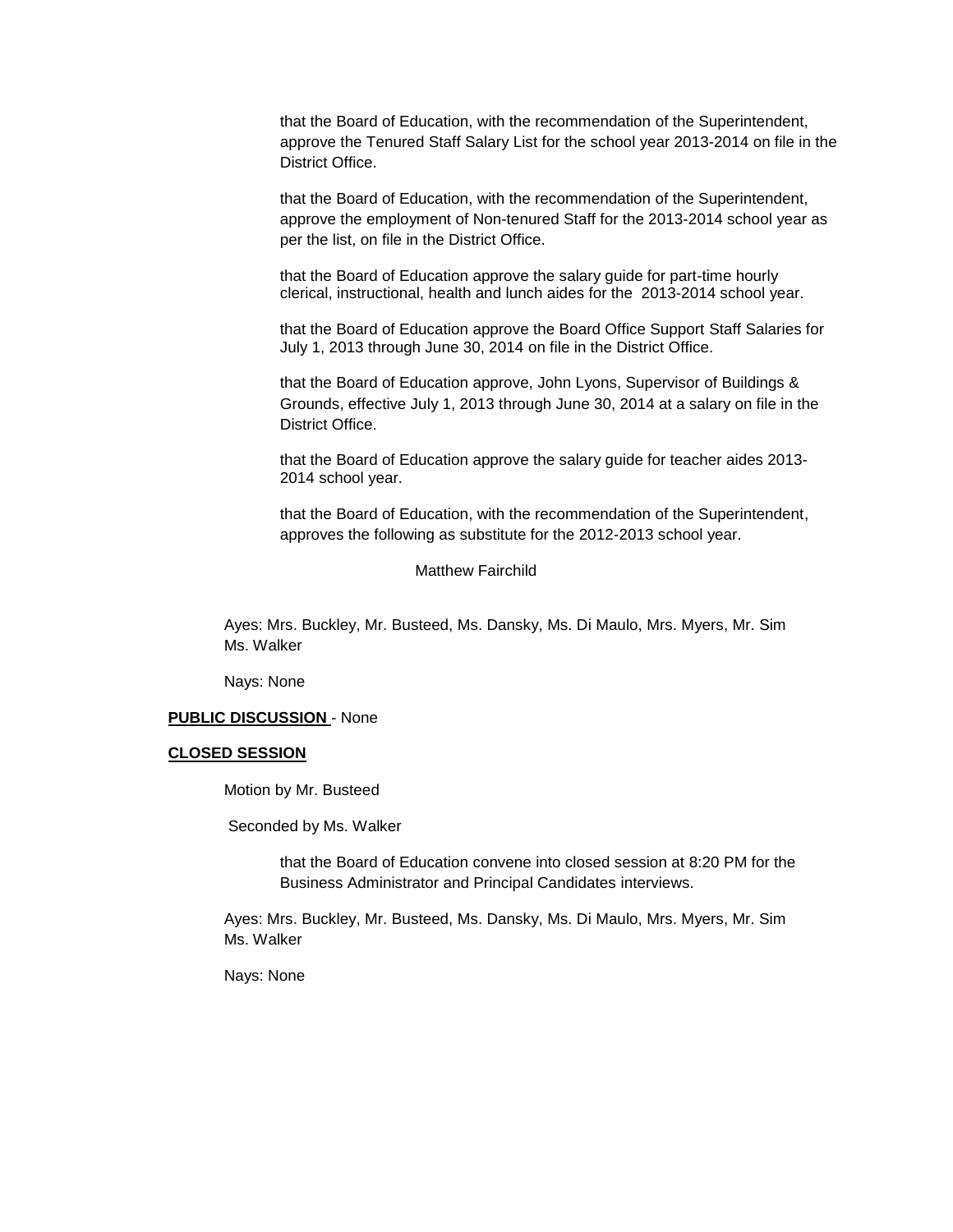that the Board of Education, with the recommendation of the Superintendent, approve the Tenured Staff Salary List for the school year 2013-2014 on file in the District Office.

that the Board of Education, with the recommendation of the Superintendent, approve the employment of Non-tenured Staff for the 2013-2014 school year as per the list, on file in the District Office.

that the Board of Education approve the salary guide for part-time hourly clerical, instructional, health and lunch aides for the 2013-2014 school year.

that the Board of Education approve the Board Office Support Staff Salaries for July 1, 2013 through June 30, 2014 on file in the District Office.

that the Board of Education approve, John Lyons, Supervisor of Buildings & Grounds, effective July 1, 2013 through June 30, 2014 at a salary on file in the District Office.

that the Board of Education approve the salary guide for teacher aides 2013-2014 school year.

that the Board of Education, with the recommendation of the Superintendent, approves the following as substitute for the 2012-2013 school year.

Matthew Fairchild

Ayes: Mrs. Buckley, Mr. Busteed, Ms. Dansky, Ms. Di Maulo, Mrs. Myers, Mr. Sim Ms. Walker

Nays: None

**PUBLIC DISCUSSION** - None

**CLOSED SESSION**

Motion by Mr. Busteed

Seconded by Ms. Walker

that the Board of Education convene into closed session at 8:20 PM for the Business Administrator and Principal Candidates interviews.

Ayes: Mrs. Buckley, Mr. Busteed, Ms. Dansky, Ms. Di Maulo, Mrs. Myers, Mr. Sim Ms. Walker

Nays: None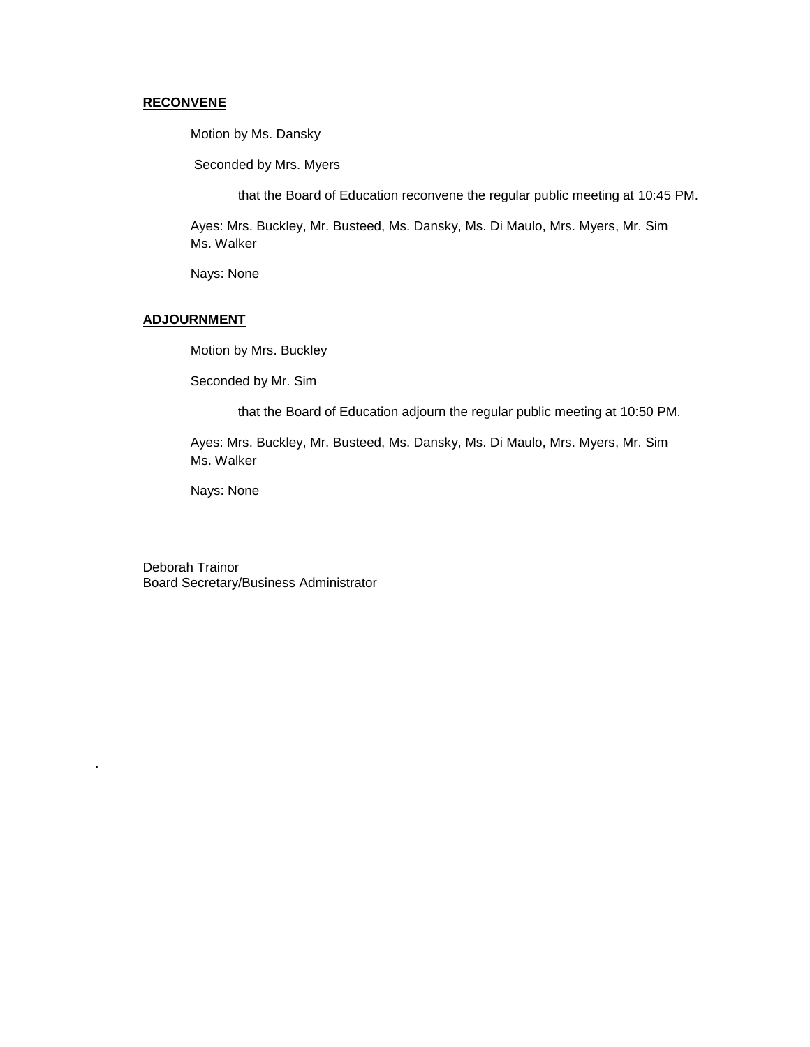**RECONVENE**

Motion by Ms. Dansky

Seconded by Mrs. Myers

that the Board of Education reconvene the regular public meeting at 10:45 PM.

Ayes: Mrs. Buckley, Mr. Busteed, Ms. Dansky, Ms. Di Maulo, Mrs. Myers, Mr. Sim Ms. Walker

Nays: None

**ADJOURNMENT**

Motion by Mrs. Buckley

Seconded by Mr. Sim

that the Board of Education adjourn the regular public meeting at 10:50 PM.

Ayes: Mrs. Buckley, Mr. Busteed, Ms. Dansky, Ms. Di Maulo, Mrs. Myers, Mr. Sim Ms. Walker

Nays: None

Deborah Trainor
Board Secretary/Business Administrator

.